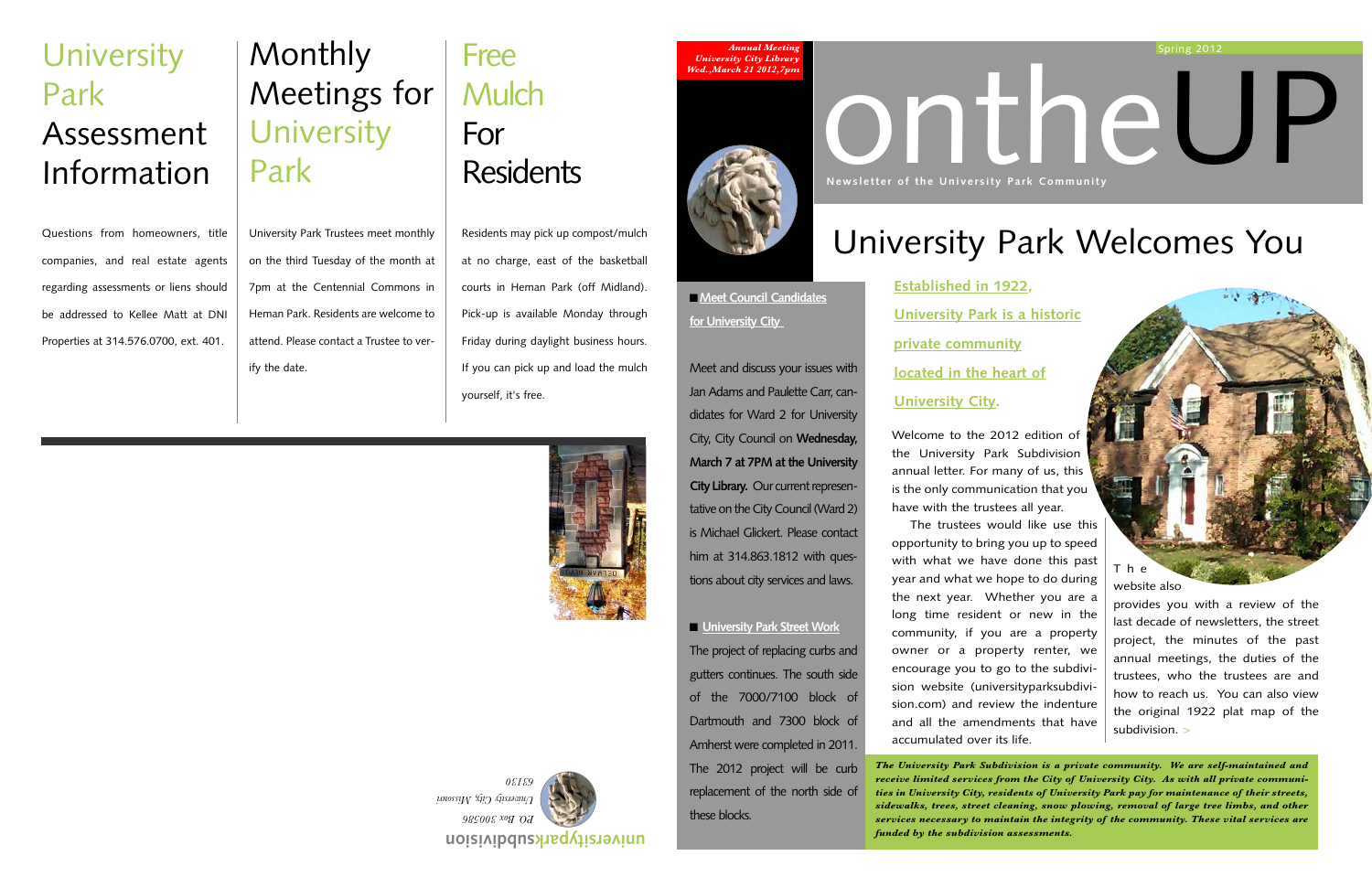# University Park Assessment Information

Questions from homeowners, title companies, and real estate agents regarding assessments or liens should be addressed to Kellee Matt at DNI Properties at 314.576.0700, ext. 401.

# Monthly Meetings for University Park

University Park Trustees meet monthly on the third Tuesday of the month at 7pm at the Centennial Commons in Heman Park. Residents are welcome to attend. Please contact a Trustee to verify the date.

# Free Mulch For Residents

Residents may pick up compost/mulch at no charge, east of the basketball courts in Heman Park (off Midland). Pick-up is available Monday through Friday during daylight business hours. If you can pick up and load the mulch yourself, it's free.

**universityparksubdivision**

*P.O. Box 300586*
*University City, Missouri*
*63130*

*Annual Meeting*
*University City Library*
*Wed.,March 21 2012,7pm*

Spring 2012

# ontheUP

**Newsletter of the University Park Community**

# University Park Welcomes You

■ **Meet Council Candidates for University City**

Meet and discuss your issues with Jan Adams and Paulette Carr, candidates for Ward 2 for University City, City Council on **Wednesday, March 7 at 7PM at the University City Library.** Our current representative on the City Council (Ward 2) is Michael Glickert. Please contact him at 314.863.1812 with questions about city services and laws.

■ **University Park Street Work**

The project of replacing curbs and gutters continues. The south side of the 7000/7100 block of Dartmouth and 7300 block of Amherst were completed in 2011. The 2012 project will be curb replacement of the north side of these blocks.

**Established in 1922, University Park is a historic private community located in the heart of University City.**

Welcome to the 2012 edition of the University Park Subdivision annual letter. For many of us, this is the only communication that you have with the trustees all year.

The trustees would like use this opportunity to bring you up to speed with what we have done this past year and what we hope to do during the next year. Whether you are a long time resident or new in the community, if you are a property owner or a property renter, we encourage you to go to the subdivision website (universityparksubdivision.com) and review the indenture and all the amendments that have accumulated over its life.

The website also provides you with a review of the last decade of newsletters, the street project, the minutes of the past annual meetings, the duties of the trustees, who the trustees are and how to reach us. You can also view the original 1922 plat map of the subdivision. >

***The University Park Subdivision is a private community. We are self-maintained and receive limited services from the City of University City. As with all private communities in University City, residents of University Park pay for maintenance of their streets, sidewalks, trees, street cleaning, snow plowing, removal of large tree limbs, and other services necessary to maintain the integrity of the community. These vital services are funded by the subdivision assessments.***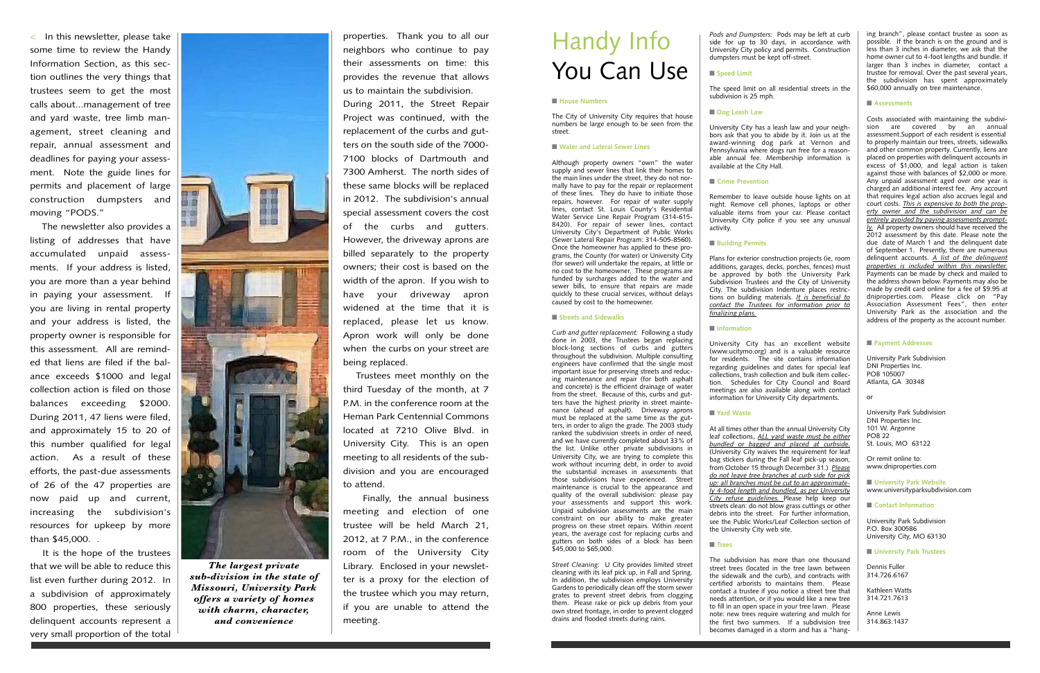In this newsletter, please take some time to review the Handy Information Section, as this section outlines the very things that trustees seem to get the most calls about...management of tree and yard waste, tree limb management, street cleaning and repair, annual assessment and deadlines for paying your assessment. Note the guide lines for permits and placement of large construction dumpsters and moving "PODS."

The newsletter also provides a listing of addresses that have accumulated unpaid assessments. If your address is listed, you are more than a year behind in paying your assessment. If you are living in rental property and your address is listed, the property owner is responsible for this assessment. All are reminded that liens are filed if the balance exceeds $1000 and legal collection action is filed on those balances exceeding $2000. During 2011, 47 liens were filed, and approximately 15 to 20 of this number qualified for legal action. As a result of these efforts, the past-due assessments of 26 of the 47 properties are now paid up and current, increasing the subdivision's resources for upkeep by more than $45,000. .

It is the hope of the trustees that we will be able to reduce this list even further during 2012. In a subdivision of approximately 800 properties, these seriously delinquent accounts represent a very small proportion of the total properties. Thank you to all our neighbors who continue to pay their assessments on time: this provides the revenue that allows us to maintain the subdivision.

During 2011, the Street Repair Project was continued, with the replacement of the curbs and gutters on the south side of the 7000-7100 blocks of Dartmouth and 7300 Amherst. The north sides of these same blocks will be replaced in 2012. The subdivision's annual special assessment covers the cost of the curbs and gutters. However, the driveway aprons are billed separately to the property owners; their cost is based on the width of the apron. If you wish to have your driveway apron widened at the time that it is replaced, please let us know. Apron work will only be done when the curbs on your street are being replaced.

Trustees meet monthly on the third Tuesday of the month, at 7 P.M. in the conference room at the Heman Park Centennial Commons located at 7210 Olive Blvd. in University City. This is an open meeting to all residents of the subdivision and you are encouraged to attend.

Finally, the annual business meeting and election of one trustee will be held March 21, 2012, at 7 P.M., in the conference room of the University City Library. Enclosed in your newsletter is a proxy for the election of the trustee which you may return, if you are unable to attend the meeting.

***The largest private sub-division in the state of Missouri, University Park offers a variety of homes with charm, character, and convenience***

# Handy Info You Can Use

## House Numbers

The City of University City requires that house numbers be large enough to be seen from the street.

## Water and Lateral Sewer Lines

Although property owners "own" the water supply and sewer lines that link their homes to the main lines under the street, they do not normally have to pay for the repair or replacement of these lines. They do have to initiate those repairs, however. For repair of water supply lines, contact St. Louis County's Residential Water Service Line Repair Program (314-615-8420). For repair of sewer lines, contact University City's Department of Public Works (Sewer Lateral Repair Program: 314-505-8560). Once the homeowner has applied to these programs, the County (for water) or University City (for sewer) will undertake the repairs, at little or no cost to the homeowner. These programs are funded by surcharges added to the water and sewer bills, to ensure that repairs are made quickly to these crucial services, without delays caused by cost to the homeowner.

## Streets and Sidewalks

*Curb and gutter replacement:* Following a study done in 2003, the Trustees began replacing block-long sections of curbs and gutters throughout the subdivision. Multiple consulting engineers have confirmed that the single most important issue for preserving streets and reducing maintenance and repair (for both asphalt and concrete) is the efficient drainage of water from the street. Because of this, curbs and gutters have the highest priority in street maintenance (ahead of asphalt). Driveway aprons must be replaced at the same time as the gutters, in order to align the grade. The 2003 study ranked the subdivision streets in order of need, and we have currently completed about 33% of the list. Unlike other private subdivisions in University City, we are trying to complete this work without incurring debt, in order to avoid the substantial increases in assessments that those subdivisions have experienced. Street maintenance is crucial to the appearance and quality of the overall subdivision: please pay your assessments and support this work. Unpaid subdivision assessments are the main constraint on our ability to make greater progress on these street repairs. Within recent years, the average cost for replacing curbs and gutters on both sides of a block has been $45,000 to $65,000.

*Street Cleaning:* U City provides limited street cleaning with its leaf pick up, in Fall and Spring. In addition, the subdivision employs University Gardens to periodically clean off the storm sewer grates to prevent street debris from clogging them. Please rake or pick up debris from your own street frontage, in order to prevent clogged drains and flooded streets during rains.

*Pods and Dumpsters:* Pods may be left at curb side for up to 30 days, in accordance with University City policy and permits. Construction dumpsters must be kept off-street.

## Speed Limit

The speed limit on all residential streets in the subdivision is 25 mph.

## Dog Leash Law

University City has a leash law and your neighbors ask that you to abide by it. Join us at the award-winning dog park at Vernon and Pennsylvania where dogs run free for a reasonable annual fee. Membership information is available at the City Hall.

## Crime Prevention

Remember to leave outside house lights on at night. Remove cell phones, laptops or other valuable items from your car. Please contact University City police if you see any unusual activity.

## Building Permits

Plans for exterior construction projects (ie, room additions, garages, decks, porches, fences) must be approved by both the University Park Subdivision Trustees and the City of University City. The subdivision Indenture places restrictions on building materials. *It is beneficial to contact the Trustees for information prior to finalizing plans.*

## Information

University City has an excellent website (www.ucitymo.org) and is a valuable resource for residents. The site contains information regarding guidelines and dates for special leaf collections, trash collection and bulk item collection. Schedules for City Council and Board meetings are also available along with contact information for University City departments.

## Yard Waste

At all times other than the annual University City leaf collections, *ALL yard waste must be either bundled or bagged and placed at curbside.* (University City waives the requirement for leaf bag stickers during the Fall leaf pick-up season, from October 15 through December 31.) *Please do not leave tree branches at curb side for pick up: all branches must be cut to an approximately 4-foot length and bundled, as per University City refuse guidelines.* Please help keep our streets clean: do not blow grass cuttings or other debris into the street. For further information, see the Public Works/Leaf Collection section of the University City web site.

## Trees

The subdivision has more than one thousand street trees (located in the tree lawn between the sidewalk and the curb), and contracts with certified arborists to maintain them. Please contact a trustee if you notice a street tree that needs attention, or if you would like a new tree to fill in an open space in your tree lawn. Please note: new trees require watering and mulch for the first two summers. If a subdivision tree becomes damaged in a storm and has a "hanging branch", please contact trustee as soon as possible. If the branch is on the ground and is less than 3 inches in diameter, we ask that the home owner cut to 4-foot lengths and bundle. If larger than 3 inches in diameter, contact a trustee for removal. Over the past several years, the subdivision has spent approximately $60,000 annually on tree maintenance.

## Assessments

Costs associated with maintaining the subdivision are covered by an annual assessment.Support of each resident is essential to properly maintain our trees, streets, sidewalks and other common property. Currently, liens are placed on properties with delinquent accounts in excess of $1,000, and legal action is taken against those with balances of $2,000 or more. Any unpaid assessment aged over one year is charged an additional interest fee. Any account that requires legal action also accrues legal and court costs. *This is expensive to both the property owner and the subdivision and can be entirely avoided by paying assessments promptly.* All property owners should have received the 2012 assessment by this date. Please note the due date of March 1 and the delinquent date of September 1. Presently, there are numerous delinquent accounts. *A list of the delinquent properties is included within this newsletter.* Payments can be made by check and mailed to the address shown below. Payments may also be made by credit card online for a fee of $9.95 at dniproperties.com. Please click on "Pay Association Assessment Fees", then enter University Park as the association and the address of the property as the account number.

## Payment Addresses

University Park Subdivision
DNI Properties Inc.
POB 105007
Atlanta, GA 30348

or

University Park Subdivision
DNI Properties Inc.
101 W. Argonne
POB 22
St. Louis, MO 63122

Or remit online to:
www.dniproperties.com

## University Park Website

www.universityparksubdivision.com

## Contact Information

University Park Subdivision
P.O. Box 300586
University City, MO 63130

## University Park Trustees

Dennis Fuller
314.726.6167

Kathleen Watts
314.721.7613

Anne Lewis
314.863.1437